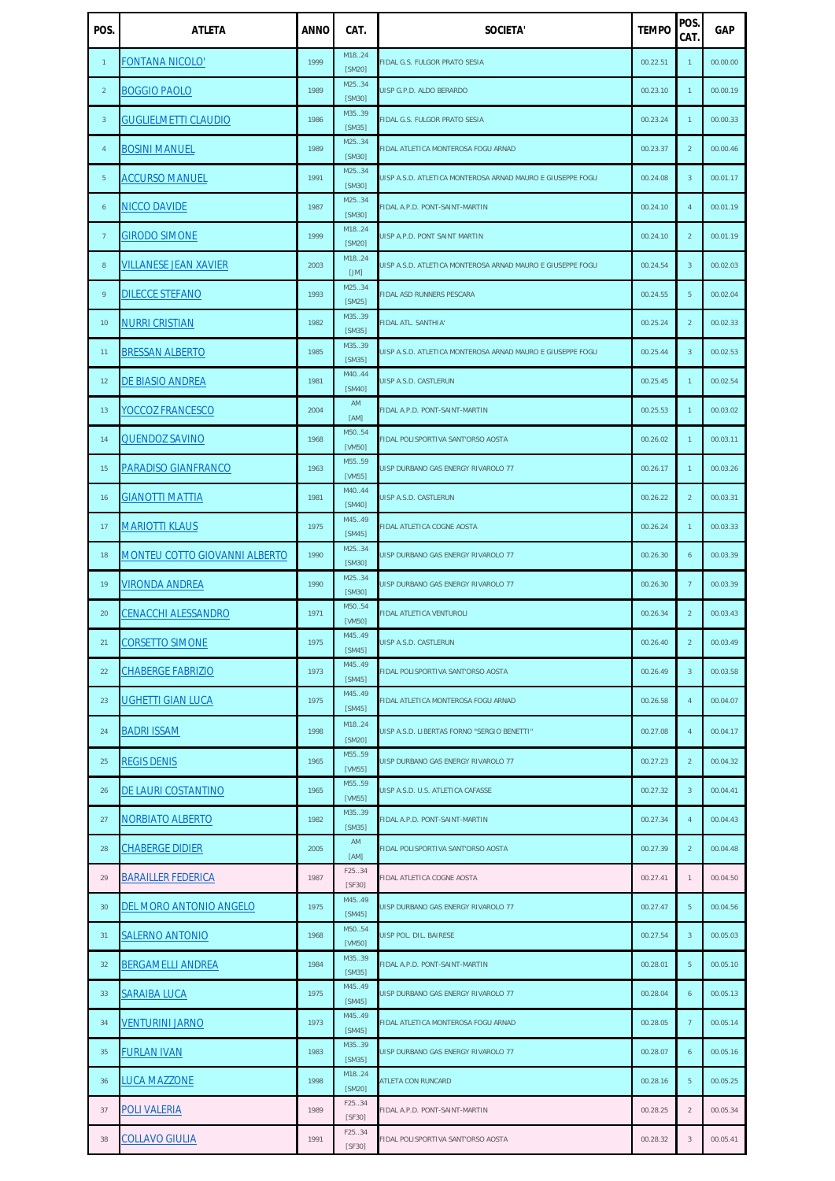| POS. | ATLETA | ANNO | CAT. | SOCIETA' | TEMPO | POS. CAT. | GAP |
|---|---|---|---|---|---|---|---|
| 1 | FONTANA NICOLO' | 1999 | M18..24 [SM20] | FIDAL G.S. FULGOR PRATO SESIA | 00.22.51 | 1 | 00.00.00 |
| 2 | BOGGIO PAOLO | 1989 | M25..34 [SM30] | UISP G.P.D. ALDO BERARDO | 00.23.10 | 1 | 00.00.19 |
| 3 | GUGLIELMETTI CLAUDIO | 1986 | M35..39 [SM35] | FIDAL G.S. FULGOR PRATO SESIA | 00.23.24 | 1 | 00.00.33 |
| 4 | BOSINI MANUEL | 1989 | M25..34 [SM30] | FIDAL ATLETICA MONTEROSA FOGU ARNAD | 00.23.37 | 2 | 00.00.46 |
| 5 | ACCURSO MANUEL | 1991 | M25..34 [SM30] | UISP A.S.D. ATLETICA MONTEROSA ARNAD MAURO E GIUSEPPE FOGU | 00.24.08 | 3 | 00.01.17 |
| 6 | NICCO DAVIDE | 1987 | M25..34 [SM30] | FIDAL A.P.D. PONT-SAINT-MARTIN | 00.24.10 | 4 | 00.01.19 |
| 7 | GIRODO SIMONE | 1999 | M18..24 [SM20] | UISP A.P.D. PONT SAINT MARTIN | 00.24.10 | 2 | 00.01.19 |
| 8 | VILLANESE JEAN XAVIER | 2003 | M18..24 [JM] | UISP A.S.D. ATLETICA MONTEROSA ARNAD MAURO E GIUSEPPE FOGU | 00.24.54 | 3 | 00.02.03 |
| 9 | DILECCE STEFANO | 1993 | M25..34 [SM25] | FIDAL ASD RUNNERS PESCARA | 00.24.55 | 5 | 00.02.04 |
| 10 | NURRI CRISTIAN | 1982 | M35..39 [SM35] | FIDAL ATL. SANTHIA' | 00.25.24 | 2 | 00.02.33 |
| 11 | BRESSAN ALBERTO | 1985 | M35..39 [SM35] | UISP A.S.D. ATLETICA MONTEROSA ARNAD MAURO E GIUSEPPE FOGU | 00.25.44 | 3 | 00.02.53 |
| 12 | DE BIASIO ANDREA | 1981 | M40..44 [SM40] | UISP A.S.D. CASTLERUN | 00.25.45 | 1 | 00.02.54 |
| 13 | YOCCOZ FRANCESCO | 2004 | AM [AM] | FIDAL A.P.D. PONT-SAINT-MARTIN | 00.25.53 | 1 | 00.03.02 |
| 14 | QUENDOZ SAVINO | 1968 | M50..54 [VM50] | FIDAL POLISPORTIVA SANT'ORSO AOSTA | 00.26.02 | 1 | 00.03.11 |
| 15 | PARADISO GIANFRANCO | 1963 | M55..59 [VM55] | UISP DURBANO GAS ENERGY RIVAROLO 77 | 00.26.17 | 1 | 00.03.26 |
| 16 | GIANOTTI MATTIA | 1981 | M40..44 [SM40] | UISP A.S.D. CASTLERUN | 00.26.22 | 2 | 00.03.31 |
| 17 | MARIOTTI KLAUS | 1975 | M45..49 [SM45] | FIDAL ATLETICA COGNE AOSTA | 00.26.24 | 1 | 00.03.33 |
| 18 | MONTEU COTTO GIOVANNI ALBERTO | 1990 | M25..34 [SM30] | UISP DURBANO GAS ENERGY RIVAROLO 77 | 00.26.30 | 6 | 00.03.39 |
| 19 | VIRONDA ANDREA | 1990 | M25..34 [SM30] | UISP DURBANO GAS ENERGY RIVAROLO 77 | 00.26.30 | 7 | 00.03.39 |
| 20 | CENACCHI ALESSANDRO | 1971 | M50..54 [VM50] | FIDAL ATLETICA VENTUROLI | 00.26.34 | 2 | 00.03.43 |
| 21 | CORSETTO SIMONE | 1975 | M45..49 [SM45] | UISP A.S.D. CASTLERUN | 00.26.40 | 2 | 00.03.49 |
| 22 | CHABERGE FABRIZIO | 1973 | M45..49 [SM45] | FIDAL POLISPORTIVA SANT'ORSO AOSTA | 00.26.49 | 3 | 00.03.58 |
| 23 | UGHETTI GIAN LUCA | 1975 | M45..49 [SM45] | FIDAL ATLETICA MONTEROSA FOGU ARNAD | 00.26.58 | 4 | 00.04.07 |
| 24 | BADRI ISSAM | 1998 | M18..24 [SM20] | UISP A.S.D. LIBERTAS FORNO "SERGIO BENETTI" | 00.27.08 | 4 | 00.04.17 |
| 25 | REGIS DENIS | 1965 | M55..59 [VM55] | UISP DURBANO GAS ENERGY RIVAROLO 77 | 00.27.23 | 2 | 00.04.32 |
| 26 | DE LAURI COSTANTINO | 1965 | M55..59 [VM55] | UISP A.S.D. U.S. ATLETICA CAFASSE | 00.27.32 | 3 | 00.04.41 |
| 27 | NORBIATO ALBERTO | 1982 | M35..39 [SM35] | FIDAL A.P.D. PONT-SAINT-MARTIN | 00.27.34 | 4 | 00.04.43 |
| 28 | CHABERGE DIDIER | 2005 | AM [AM] | FIDAL POLISPORTIVA SANT'ORSO AOSTA | 00.27.39 | 2 | 00.04.48 |
| 29 | BARAILLER FEDERICA | 1987 | F25..34 [SF30] | FIDAL ATLETICA COGNE AOSTA | 00.27.41 | 1 | 00.04.50 |
| 30 | DEL MORO ANTONIO ANGELO | 1975 | M45..49 [SM45] | UISP DURBANO GAS ENERGY RIVAROLO 77 | 00.27.47 | 5 | 00.04.56 |
| 31 | SALERNO ANTONIO | 1968 | M50..54 [VM50] | UISP POL. DIL. BAIRESE | 00.27.54 | 3 | 00.05.03 |
| 32 | BERGAMELLI ANDREA | 1984 | M35..39 [SM35] | FIDAL A.P.D. PONT-SAINT-MARTIN | 00.28.01 | 5 | 00.05.10 |
| 33 | SARAIBA LUCA | 1975 | M45..49 [SM45] | UISP DURBANO GAS ENERGY RIVAROLO 77 | 00.28.04 | 6 | 00.05.13 |
| 34 | VENTURINI JARNO | 1973 | M45..49 [SM45] | FIDAL ATLETICA MONTEROSA FOGU ARNAD | 00.28.05 | 7 | 00.05.14 |
| 35 | FURLAN IVAN | 1983 | M35..39 [SM35] | UISP DURBANO GAS ENERGY RIVAROLO 77 | 00.28.07 | 6 | 00.05.16 |
| 36 | LUCA MAZZONE | 1998 | M18..24 [SM20] | ATLETA CON RUNCARD | 00.28.16 | 5 | 00.05.25 |
| 37 | POLI VALERIA | 1989 | F25..34 [SF30] | FIDAL A.P.D. PONT-SAINT-MARTIN | 00.28.25 | 2 | 00.05.34 |
| 38 | COLLAVO GIULIA | 1991 | F25..34 [SF30] | FIDAL POLISPORTIVA SANT'ORSO AOSTA | 00.28.32 | 3 | 00.05.41 |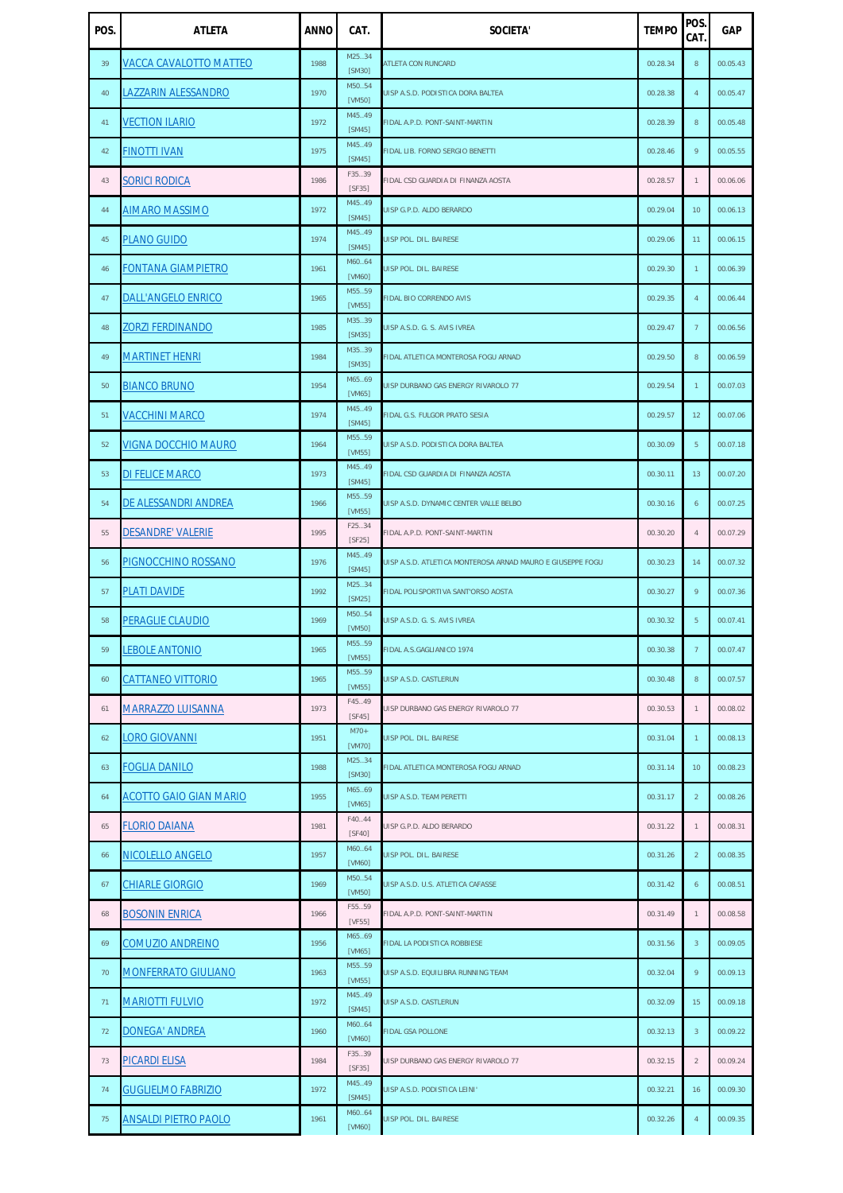| POS. | ATLETA | ANNO | CAT. | SOCIETA' | TEMPO | POS. CAT. | GAP |
|---|---|---|---|---|---|---|---|
| 39 | VACCA CAVALOTTO MATTEO | 1988 | M25..34 [SM30] | ATLETA CON RUNCARD | 00.28.34 | 8 | 00.05.43 |
| 40 | LAZZARIN ALESSANDRO | 1970 | M50..54 [VM50] | UISP A.S.D. PODISTICA DORA BALTEA | 00.28.38 | 4 | 00.05.47 |
| 41 | VECTION ILARIO | 1972 | M45..49 [SM45] | FIDAL A.P.D. PONT-SAINT-MARTIN | 00.28.39 | 8 | 00.05.48 |
| 42 | FINOTTI IVAN | 1975 | M45..49 [SM45] | FIDAL LIB. FORNO SERGIO BENETTI | 00.28.46 | 9 | 00.05.55 |
| 43 | SORICI RODICA | 1986 | F35..39 [SF35] | FIDAL CSD GUARDIA DI FINANZA AOSTA | 00.28.57 | 1 | 00.06.06 |
| 44 | AIMARO MASSIMO | 1972 | M45..49 [SM45] | UISP G.P.D. ALDO BERARDO | 00.29.04 | 10 | 00.06.13 |
| 45 | PLANO GUIDO | 1974 | M45..49 [SM45] | UISP POL. DIL. BAIRESE | 00.29.06 | 11 | 00.06.15 |
| 46 | FONTANA GIAMPIETRO | 1961 | M60..64 [VM60] | UISP POL. DIL. BAIRESE | 00.29.30 | 1 | 00.06.39 |
| 47 | DALL'ANGELO ENRICO | 1965 | M55..59 [VM55] | FIDAL BIO CORRENDO AVIS | 00.29.35 | 4 | 00.06.44 |
| 48 | ZORZI FERDINANDO | 1985 | M35..39 [SM35] | UISP A.S.D. G. S. AVIS IVREA | 00.29.47 | 7 | 00.06.56 |
| 49 | MARTINET HENRI | 1984 | M35..39 [SM35] | FIDAL ATLETICA MONTEROSA FOGU ARNAD | 00.29.50 | 8 | 00.06.59 |
| 50 | BIANCO BRUNO | 1954 | M65..69 [VM65] | UISP DURBANO GAS ENERGY RIVAROLO 77 | 00.29.54 | 1 | 00.07.03 |
| 51 | VACCHINI MARCO | 1974 | M45..49 [SM45] | FIDAL G.S. FULGOR PRATO SESIA | 00.29.57 | 12 | 00.07.06 |
| 52 | VIGNA DOCCHIO MAURO | 1964 | M55..59 [VM55] | UISP A.S.D. PODISTICA DORA BALTEA | 00.30.09 | 5 | 00.07.18 |
| 53 | DI FELICE MARCO | 1973 | M45..49 [SM45] | FIDAL CSD GUARDIA DI FINANZA AOSTA | 00.30.11 | 13 | 00.07.20 |
| 54 | DE ALESSANDRI ANDREA | 1966 | M55..59 [VM55] | UISP A.S.D. DYNAMIC CENTER VALLE BELBO | 00.30.16 | 6 | 00.07.25 |
| 55 | DESANDRE' VALERIE | 1995 | F25..34 [SF25] | FIDAL A.P.D. PONT-SAINT-MARTIN | 00.30.20 | 4 | 00.07.29 |
| 56 | PIGNOCCHINO ROSSANO | 1976 | M45..49 [SM45] | UISP A.S.D. ATLETICA MONTEROSA ARNAD MAURO E GIUSEPPE FOGU | 00.30.23 | 14 | 00.07.32 |
| 57 | PLATI DAVIDE | 1992 | M25..34 [SM25] | FIDAL POLISPORTIVA SANT'ORSO AOSTA | 00.30.27 | 9 | 00.07.36 |
| 58 | PERAGLIE CLAUDIO | 1969 | M50..54 [VM50] | UISP A.S.D. G. S. AVIS IVREA | 00.30.32 | 5 | 00.07.41 |
| 59 | LEBOLE ANTONIO | 1965 | M55..59 [VM55] | FIDAL A.S.GAGLIANICO 1974 | 00.30.38 | 7 | 00.07.47 |
| 60 | CATTANEO VITTORIO | 1965 | M55..59 [VM55] | UISP A.S.D. CASTLERUN | 00.30.48 | 8 | 00.07.57 |
| 61 | MARRAZZO LUISANNA | 1973 | F45..49 [SF45] | UISP DURBANO GAS ENERGY RIVAROLO 77 | 00.30.53 | 1 | 00.08.02 |
| 62 | LORO GIOVANNI | 1951 | M70+ [VM70] | UISP POL. DIL. BAIRESE | 00.31.04 | 1 | 00.08.13 |
| 63 | FOGLIA DANILO | 1988 | M25..34 [SM30] | FIDAL ATLETICA MONTEROSA FOGU ARNAD | 00.31.14 | 10 | 00.08.23 |
| 64 | ACOTTO GAIO GIAN MARIO | 1955 | M65..69 [VM65] | UISP A.S.D. TEAM PERETTI | 00.31.17 | 2 | 00.08.26 |
| 65 | FLORIO DAIANA | 1981 | F40..44 [SF40] | UISP G.P.D. ALDO BERARDO | 00.31.22 | 1 | 00.08.31 |
| 66 | NICOLELLO ANGELO | 1957 | M60..64 [VM60] | UISP POL. DIL. BAIRESE | 00.31.26 | 2 | 00.08.35 |
| 67 | CHIARLE GIORGIO | 1969 | M50..54 [VM50] | UISP A.S.D. U.S. ATLETICA CAFASSE | 00.31.42 | 6 | 00.08.51 |
| 68 | BOSONIN ENRICA | 1966 | F55..59 [VF55] | FIDAL A.P.D. PONT-SAINT-MARTIN | 00.31.49 | 1 | 00.08.58 |
| 69 | COMUZIO ANDREINO | 1956 | M65..69 [VM65] | FIDAL LA PODISTICA ROBBIESE | 00.31.56 | 3 | 00.09.05 |
| 70 | MONFERRATO GIULIANO | 1963 | M55..59 [VM55] | UISP A.S.D. EQUILIBRA RUNNING TEAM | 00.32.04 | 9 | 00.09.13 |
| 71 | MARIOTTI FULVIO | 1972 | M45..49 [SM45] | UISP A.S.D. CASTLERUN | 00.32.09 | 15 | 00.09.18 |
| 72 | DONEGA' ANDREA | 1960 | M60..64 [VM60] | FIDAL GSA POLLONE | 00.32.13 | 3 | 00.09.22 |
| 73 | PICARDI ELISA | 1984 | F35..39 [SF35] | UISP DURBANO GAS ENERGY RIVAROLO 77 | 00.32.15 | 2 | 00.09.24 |
| 74 | GUGLIELMO FABRIZIO | 1972 | M45..49 [SM45] | UISP A.S.D. PODISTICA LEINI' | 00.32.21 | 16 | 00.09.30 |
| 75 | ANSALDI PIETRO PAOLO | 1961 | M60..64 [VM60] | UISP POL. DIL. BAIRESE | 00.32.26 | 4 | 00.09.35 |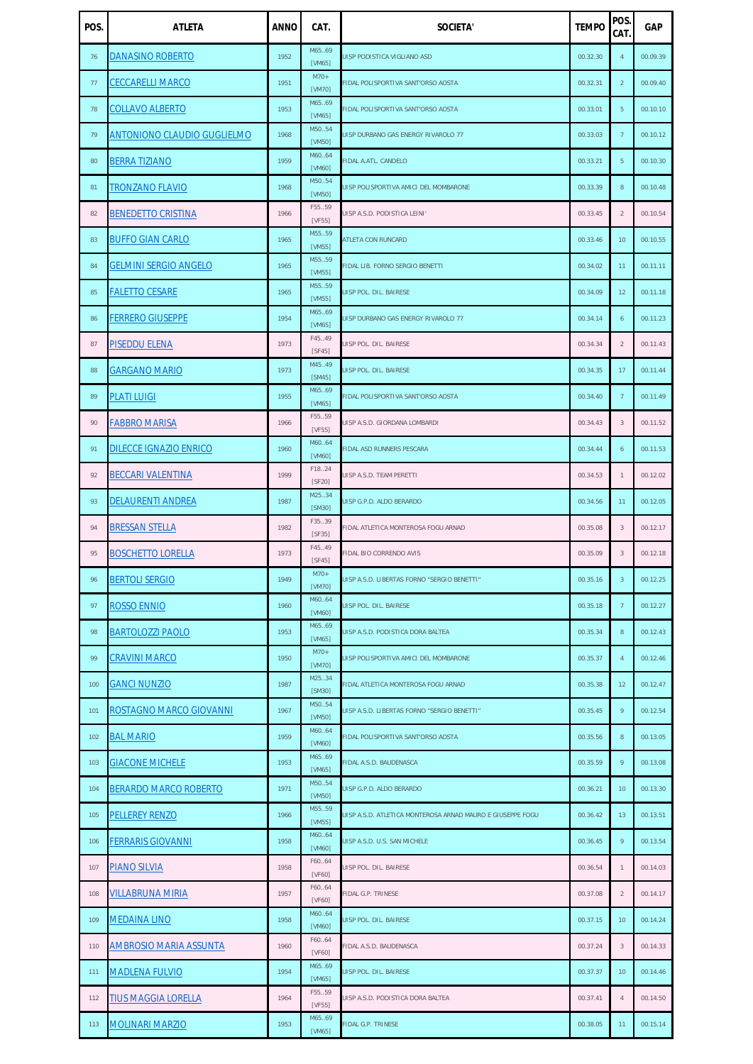| POS. | ATLETA | ANNO | CAT. | SOCIETA' | TEMPO | POS. CAT. | GAP |
|---|---|---|---|---|---|---|---|
| 76 | DANASINO ROBERTO | 1952 | M65..69 [VM65] | UISP PODISTICA VIGLIANO ASD | 00.32.30 | 4 | 00.09.39 |
| 77 | CECCARELLI MARCO | 1951 | M70+ [VM70] | FIDAL POLISPORTIVA SANT'ORSO AOSTA | 00.32.31 | 2 | 00.09.40 |
| 78 | COLLAVO ALBERTO | 1953 | M65..69 [VM65] | FIDAL POLISPORTIVA SANT'ORSO AOSTA | 00.33.01 | 5 | 00.10.10 |
| 79 | ANTONIONO CLAUDIO GUGLIELMO | 1968 | M50..54 [VM50] | UISP DURBANO GAS ENERGY RIVAROLO 77 | 00.33.03 | 7 | 00.10.12 |
| 80 | BERRA TIZIANO | 1959 | M60..64 [VM60] | FIDAL A.ATL. CANDELO | 00.33.21 | 5 | 00.10.30 |
| 81 | TRONZANO FLAVIO | 1968 | M50..54 [VM50] | UISP POLISPORTIVA AMICI DEL MOMBARONE | 00.33.39 | 8 | 00.10.48 |
| 82 | BENEDETTO CRISTINA | 1966 | F55..59 [VF55] | UISP A.S.D. PODISTICA LEINI' | 00.33.45 | 2 | 00.10.54 |
| 83 | BUFFO GIAN CARLO | 1965 | M55..59 [VM55] | ATLETA CON RUNCARD | 00.33.46 | 10 | 00.10.55 |
| 84 | GELMINI SERGIO ANGELO | 1965 | M55..59 [VM55] | FIDAL LIB. FORNO SERGIO BENETTI | 00.34.02 | 11 | 00.11.11 |
| 85 | FALETTO CESARE | 1965 | M55..59 [VM55] | UISP POL. DIL. BAIRESE | 00.34.09 | 12 | 00.11.18 |
| 86 | FERRERO GIUSEPPE | 1954 | M65..69 [VM65] | UISP DURBANO GAS ENERGY RIVAROLO 77 | 00.34.14 | 6 | 00.11.23 |
| 87 | PISEDDU ELENA | 1973 | F45..49 [SF45] | UISP POL. DIL. BAIRESE | 00.34.34 | 2 | 00.11.43 |
| 88 | GARGANO MARIO | 1973 | M45..49 [SM45] | UISP POL. DIL. BAIRESE | 00.34.35 | 17 | 00.11.44 |
| 89 | PLATI LUIGI | 1955 | M65..69 [VM65] | FIDAL POLISPORTIVA SANT'ORSO AOSTA | 00.34.40 | 7 | 00.11.49 |
| 90 | FABBRO MARISA | 1966 | F55..59 [VF55] | UISP A.S.D. GIORDANA LOMBARDI | 00.34.43 | 3 | 00.11.52 |
| 91 | DILECCE IGNAZIO ENRICO | 1960 | M60..64 [VM60] | FIDAL ASD RUNNERS PESCARA | 00.34.44 | 6 | 00.11.53 |
| 92 | BECCARI VALENTINA | 1999 | F18..24 [SF20] | UISP A.S.D. TEAM PERETTI | 00.34.53 | 1 | 00.12.02 |
| 93 | DELAURENTI ANDREA | 1987 | M25..34 [SM30] | UISP G.P.D. ALDO BERARDO | 00.34.56 | 11 | 00.12.05 |
| 94 | BRESSAN STELLA | 1982 | F35..39 [SF35] | FIDAL ATLETICA MONTEROSA FOGU ARNAD | 00.35.08 | 3 | 00.12.17 |
| 95 | BOSCHETTO LORELLA | 1973 | F45..49 [SF45] | FIDAL BIO CORRENDO AVIS | 00.35.09 | 3 | 00.12.18 |
| 96 | BERTOLI SERGIO | 1949 | M70+ [VM70] | UISP A.S.D. LIBERTAS FORNO "SERGIO BENETTI" | 00.35.16 | 3 | 00.12.25 |
| 97 | ROSSO ENNIO | 1960 | M60..64 [VM60] | UISP POL. DIL. BAIRESE | 00.35.18 | 7 | 00.12.27 |
| 98 | BARTOLOZZI PAOLO | 1953 | M65..69 [VM65] | UISP A.S.D. PODISTICA DORA BALTEA | 00.35.34 | 8 | 00.12.43 |
| 99 | CRAVINI MARCO | 1950 | M70+ [VM70] | UISP POLISPORTIVA AMICI DEL MOMBARONE | 00.35.37 | 4 | 00.12.46 |
| 100 | GANCI NUNZIO | 1987 | M25..34 [SM30] | FIDAL ATLETICA MONTEROSA FOGU ARNAD | 00.35.38 | 12 | 00.12.47 |
| 101 | ROSTAGNO MARCO GIOVANNI | 1967 | M50..54 [VM50] | UISP A.S.D. LIBERTAS FORNO "SERGIO BENETTI" | 00.35.45 | 9 | 00.12.54 |
| 102 | BAL MARIO | 1959 | M60..64 [VM60] | FIDAL POLISPORTIVA SANT'ORSO AOSTA | 00.35.56 | 8 | 00.13.05 |
| 103 | GIACONE MICHELE | 1953 | M65..69 [VM65] | FIDAL A.S.D. BAUDENASCA | 00.35.59 | 9 | 00.13.08 |
| 104 | BERARDO MARCO ROBERTO | 1971 | M50..54 [VM50] | UISP G.P.D. ALDO BERARDO | 00.36.21 | 10 | 00.13.30 |
| 105 | PELLEREY RENZO | 1966 | M55..59 [VM55] | UISP A.S.D. ATLETICA MONTEROSA ARNAD MAURO E GIUSEPPE FOGU | 00.36.42 | 13 | 00.13.51 |
| 106 | FERRARIS GIOVANNI | 1958 | M60..64 [VM60] | UISP A.S.D. U.S. SAN MICHELE | 00.36.45 | 9 | 00.13.54 |
| 107 | PIANO SILVIA | 1958 | F60..64 [VF60] | UISP POL. DIL. BAIRESE | 00.36.54 | 1 | 00.14.03 |
| 108 | VILLABRUNA MIRIA | 1957 | F60..64 [VF60] | FIDAL G.P. TRINESE | 00.37.08 | 2 | 00.14.17 |
| 109 | MEDAINA LINO | 1958 | M60..64 [VM60] | UISP POL. DIL. BAIRESE | 00.37.15 | 10 | 00.14.24 |
| 110 | AMBROSIO MARIA ASSUNTA | 1960 | F60..64 [VF60] | FIDAL A.S.D. BAUDENASCA | 00.37.24 | 3 | 00.14.33 |
| 111 | MADLENA FULVIO | 1954 | M65..69 [VM65] | UISP POL. DIL. BAIRESE | 00.37.37 | 10 | 00.14.46 |
| 112 | TIUS MAGGIA LORELLA | 1964 | F55..59 [VF55] | UISP A.S.D. PODISTICA DORA BALTEA | 00.37.41 | 4 | 00.14.50 |
| 113 | MOLINARI MARZIO | 1953 | M65..69 [VM65] | FIDAL G.P. TRINESE | 00.38.05 | 11 | 00.15.14 |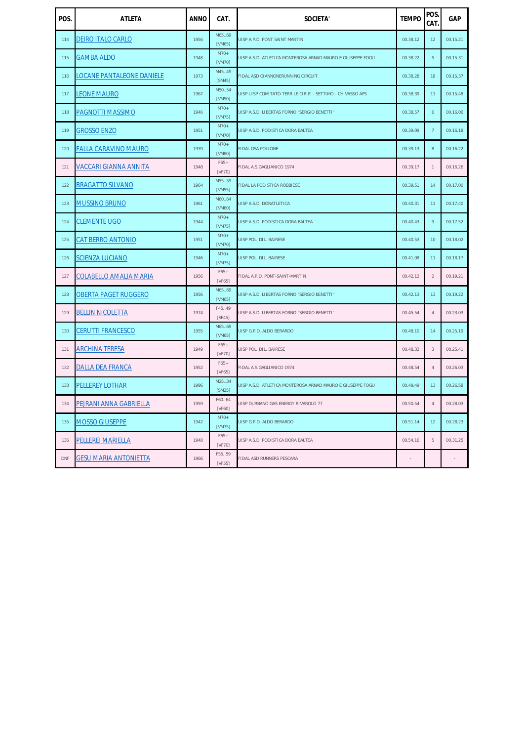| POS. | ATLETA | ANNO | CAT. | SOCIETA' | TEMPO | POS. CAT. | GAP |
|---|---|---|---|---|---|---|---|
| 114 | DEIRO ITALO CARLO | 1956 | M65..69 [VM65] | UISP A.P.D. PONT SAINT MARTIN | 00.38.12 | 12 | 00.15.21 |
| 115 | GAMBA ALDO | 1948 | M70+ [VM70] | UISP A.S.D. ATLETICA MONTEROSA ARNAD MAURO E GIUSEPPE FOGU | 00.38.22 | 5 | 00.15.31 |
| 116 | LOCANE PANTALEONE DANIELE | 1973 | M45..49 [SM45] | FIDAL ASD GIANNONERUNNING CIRCUIT | 00.38.28 | 18 | 00.15.37 |
| 117 | LEONE MAURO | 1967 | M50..54 [VM50] | UISP UISP COMITATO TERR.LE CIRIE' - SETTIMO - CHIVASSO APS | 00.38.39 | 11 | 00.15.48 |
| 118 | PAGNOTTI MASSIMO | 1946 | M70+ [VM75] | UISP A.S.D. LIBERTAS FORNO "SERGIO BENETTI" | 00.38.57 | 6 | 00.16.06 |
| 119 | GROSSO ENZO | 1951 | M70+ [VM70] | UISP A.S.D. PODISTICA DORA BALTEA | 00.39.09 | 7 | 00.16.18 |
| 120 | FALLA CARAVINO MAURO | 1939 | M70+ [VM80] | FIDAL GSA POLLONE | 00.39.13 | 8 | 00.16.22 |
| 121 | VACCARI GIANNA ANNITA | 1948 | F65+ [VF70] | FIDAL A.S.GAGLIANICO 1974 | 00.39.17 | 1 | 00.16.26 |
| 122 | BRAGATTO SILVANO | 1964 | M55..59 [VM55] | FIDAL LA PODISTICA ROBBIESE | 00.39.51 | 14 | 00.17.00 |
| 123 | MUSSINO BRUNO | 1961 | M60..64 [VM60] | UISP A.S.D. DORATLETICA | 00.40.31 | 11 | 00.17.40 |
| 124 | CLEMENTE UGO | 1944 | M70+ [VM75] | UISP A.S.D. PODISTICA DORA BALTEA | 00.40.43 | 9 | 00.17.52 |
| 125 | CAT BERRO ANTONIO | 1951 | M70+ [VM70] | UISP POL. DIL. BAIRESE | 00.40.53 | 10 | 00.18.02 |
| 126 | SCIENZA LUCIANO | 1946 | M70+ [VM75] | UISP POL. DIL. BAIRESE | 00.41.08 | 11 | 00.18.17 |
| 127 | COLABELLO AMALIA MARIA | 1956 | F65+ [VF65] | FIDAL A.P.D. PONT-SAINT-MARTIN | 00.42.12 | 2 | 00.19.21 |
| 128 | OBERTA PAGET RUGGERO | 1956 | M65..69 [VM65] | UISP A.S.D. LIBERTAS FORNO "SERGIO BENETTI" | 00.42.13 | 13 | 00.19.22 |
| 129 | BELLIN NICOLETTA | 1974 | F45..49 [SF45] | UISP A.S.D. LIBERTAS FORNO "SERGIO BENETTI" | 00.45.54 | 4 | 00.23.03 |
| 130 | CERUTTI FRANCESCO | 1955 | M65..69 [VM65] | UISP G.P.D. ALDO BERARDO | 00.48.10 | 14 | 00.25.19 |
| 131 | ARCHINA TERESA | 1949 | F65+ [VF70] | UISP POL. DIL. BAIRESE | 00.48.32 | 3 | 00.25.41 |
| 132 | DALLA DEA FRANCA | 1952 | F65+ [VF65] | FIDAL A.S.GAGLIANICO 1974 | 00.48.54 | 4 | 00.26.03 |
| 133 | PELLEREY LOTHAR | 1996 | M25..34 [SM25] | UISP A.S.D. ATLETICA MONTEROSA ARNAD MAURO E GIUSEPPE FOGU | 00.49.49 | 13 | 00.26.58 |
| 134 | PEJRANI ANNA GABRIELLA | 1959 | F60..64 [VF60] | UISP DURBANO GAS ENERGY RIVAROLO 77 | 00.50.54 | 4 | 00.28.03 |
| 135 | MOSSO GIUSEPPE | 1942 | M70+ [VM75] | UISP G.P.D. ALDO BERARDO | 00.51.14 | 12 | 00.28.23 |
| 136 | PELLEREI MARIELLA | 1948 | F65+ [VF70] | UISP A.S.D. PODISTICA DORA BALTEA | 00.54.16 | 5 | 00.31.25 |
| DNF | GESU MARIA ANTONIETTA | 1966 | F55..59 [VF55] | FIDAL ASD RUNNERS PESCARA | - | | - |